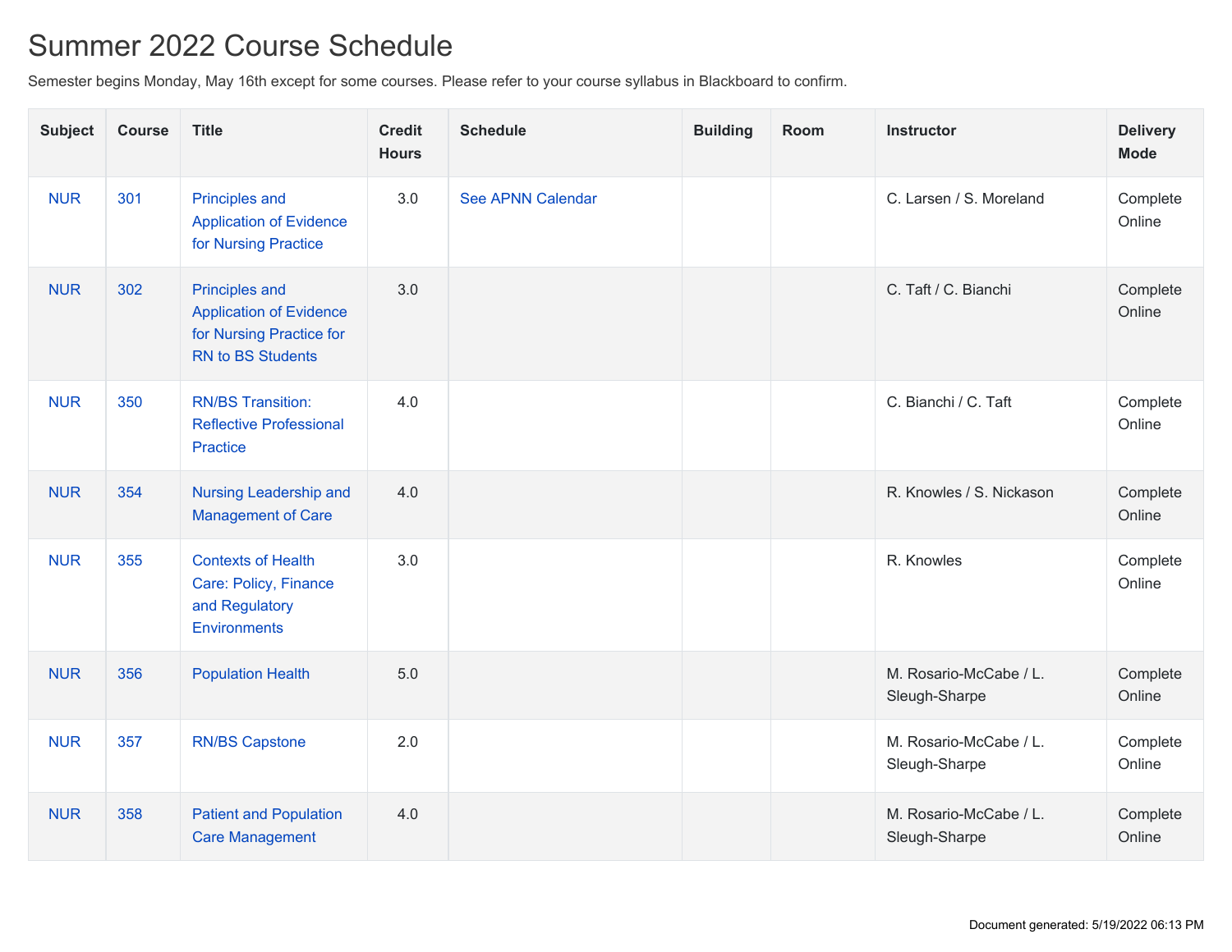# Summer 2022 Course Schedule

Semester begins Monday, May 16th except for some courses. Please refer to your course syllabus in Blackboard to confirm.

| Subject | Course | Title | Credit Hours | Schedule | Building | Room | Instructor | Delivery Mode |
|---|---|---|---|---|---|---|---|---|
| NUR | 301 | Principles and Application of Evidence for Nursing Practice | 3.0 | See APNN Calendar | | | C. Larsen / S. Moreland | Complete Online |
| NUR | 302 | Principles and Application of Evidence for Nursing Practice for RN to BS Students | 3.0 | | | | C. Taft / C. Bianchi | Complete Online |
| NUR | 350 | RN/BS Transition: Reflective Professional Practice | 4.0 | | | | C. Bianchi / C. Taft | Complete Online |
| NUR | 354 | Nursing Leadership and Management of Care | 4.0 | | | | R. Knowles / S. Nickason | Complete Online |
| NUR | 355 | Contexts of Health Care: Policy, Finance and Regulatory Environments | 3.0 | | | | R. Knowles | Complete Online |
| NUR | 356 | Population Health | 5.0 | | | | M. Rosario-McCabe / L. Sleugh-Sharpe | Complete Online |
| NUR | 357 | RN/BS Capstone | 2.0 | | | | M. Rosario-McCabe / L. Sleugh-Sharpe | Complete Online |
| NUR | 358 | Patient and Population Care Management | 4.0 | | | | M. Rosario-McCabe / L. Sleugh-Sharpe | Complete Online |

Document generated: 5/19/2022 06:13 PM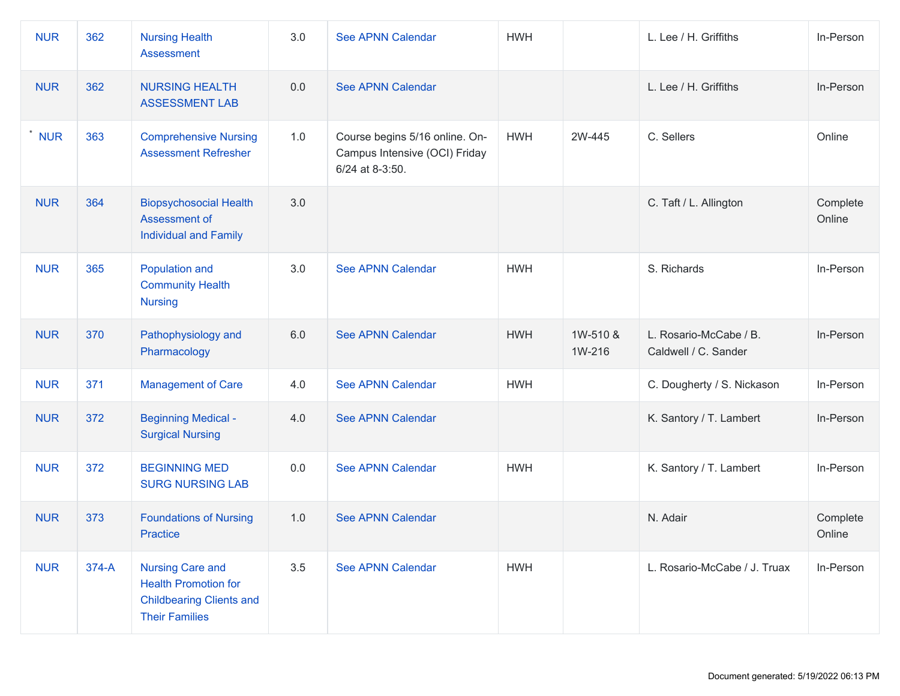| NUR | 362 | Nursing Health Assessment | 3.0 | See APNN Calendar | HWH | | L. Lee / H. Griffiths | In-Person |
|---|---|---|---|---|---|---|---|---|
| NUR | 362 | NURSING HEALTH ASSESSMENT LAB | 0.0 | See APNN Calendar | | | L. Lee / H. Griffiths | In-Person |
| * NUR | 363 | Comprehensive Nursing Assessment Refresher | 1.0 | Course begins 5/16 online. On-Campus Intensive (OCI) Friday 6/24 at 8-3:50. | HWH | 2W-445 | C. Sellers | Online |
| NUR | 364 | Biopsychosocial Health Assessment of Individual and Family | 3.0 | | | | C. Taft / L. Allington | Complete Online |
| NUR | 365 | Population and Community Health Nursing | 3.0 | See APNN Calendar | HWH | | S. Richards | In-Person |
| NUR | 370 | Pathophysiology and Pharmacology | 6.0 | See APNN Calendar | HWH | 1W-510 & 1W-216 | L. Rosario-McCabe / B. Caldwell / C. Sander | In-Person |
| NUR | 371 | Management of Care | 4.0 | See APNN Calendar | HWH | | C. Dougherty / S. Nickason | In-Person |
| NUR | 372 | Beginning Medical - Surgical Nursing | 4.0 | See APNN Calendar | | | K. Santory / T. Lambert | In-Person |
| NUR | 372 | BEGINNING MED SURG NURSING LAB | 0.0 | See APNN Calendar | HWH | | K. Santory / T. Lambert | In-Person |
| NUR | 373 | Foundations of Nursing Practice | 1.0 | See APNN Calendar | | | N. Adair | Complete Online |
| NUR | 374-A | Nursing Care and Health Promotion for Childbearing Clients and Their Families | 3.5 | See APNN Calendar | HWH | | L. Rosario-McCabe / J. Truax | In-Person |

Document generated: 5/19/2022 06:13 PM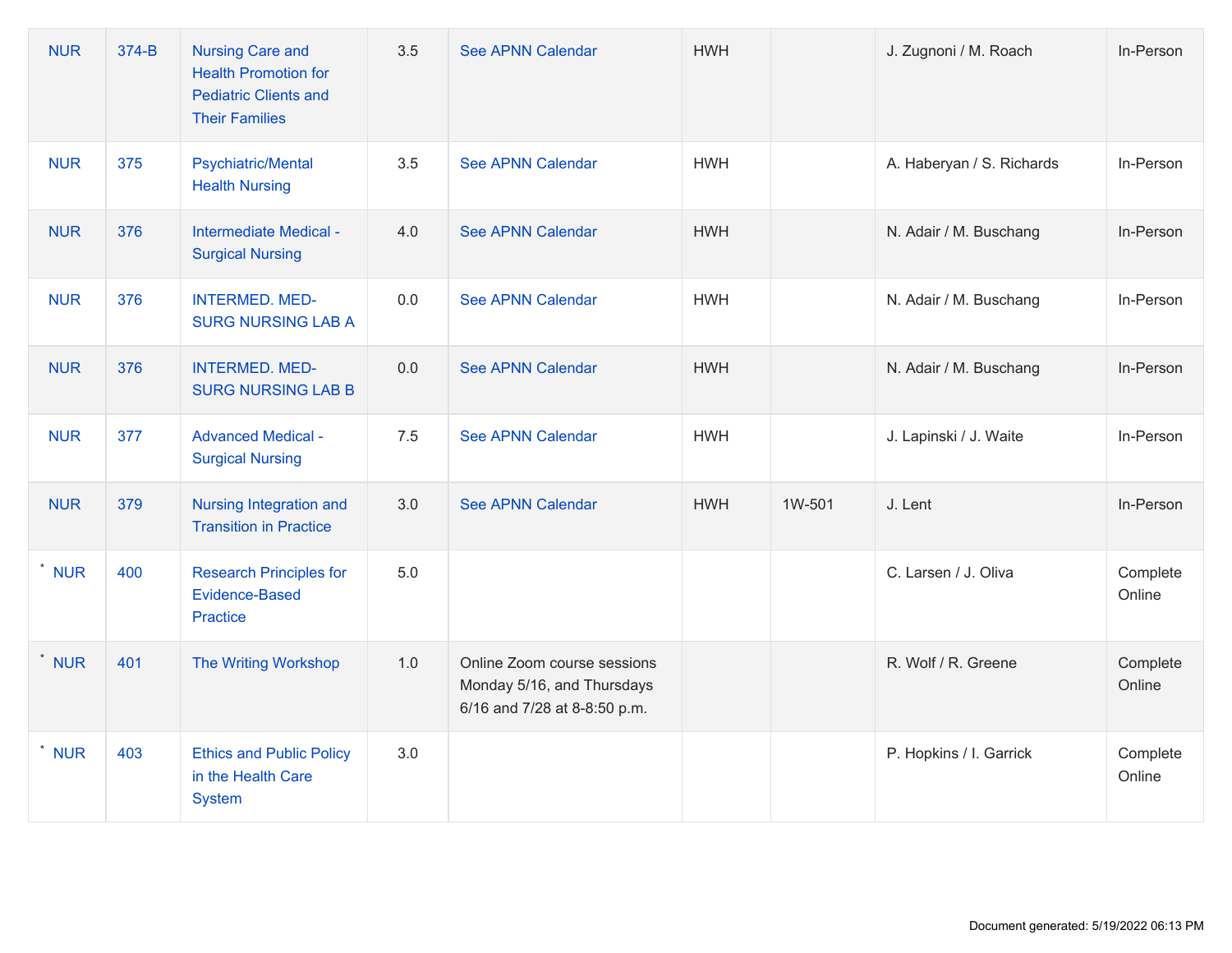| | | | | | | | | |
|---|---|---|---|---|---|---|---|---|
| NUR | 374-B | Nursing Care and Health Promotion for Pediatric Clients and Their Families | 3.5 | See APNN Calendar | HWH | | J. Zugnoni / M. Roach | In-Person |
| NUR | 375 | Psychiatric/Mental Health Nursing | 3.5 | See APNN Calendar | HWH | | A. Haberyan / S. Richards | In-Person |
| NUR | 376 | Intermediate Medical - Surgical Nursing | 4.0 | See APNN Calendar | HWH | | N. Adair / M. Buschang | In-Person |
| NUR | 376 | INTERMED. MED-SURG NURSING LAB A | 0.0 | See APNN Calendar | HWH | | N. Adair / M. Buschang | In-Person |
| NUR | 376 | INTERMED. MED-SURG NURSING LAB B | 0.0 | See APNN Calendar | HWH | | N. Adair / M. Buschang | In-Person |
| NUR | 377 | Advanced Medical - Surgical Nursing | 7.5 | See APNN Calendar | HWH | | J. Lapinski / J. Waite | In-Person |
| NUR | 379 | Nursing Integration and Transition in Practice | 3.0 | See APNN Calendar | HWH | 1W-501 | J. Lent | In-Person |
| * NUR | 400 | Research Principles for Evidence-Based Practice | 5.0 | | | | C. Larsen / J. Oliva | Complete Online |
| * NUR | 401 | The Writing Workshop | 1.0 | Online Zoom course sessions Monday 5/16, and Thursdays 6/16 and 7/28 at 8-8:50 p.m. | | | R. Wolf / R. Greene | Complete Online |
| * NUR | 403 | Ethics and Public Policy in the Health Care System | 3.0 | | | | P. Hopkins / I. Garrick | Complete Online |

Document generated: 5/19/2022 06:13 PM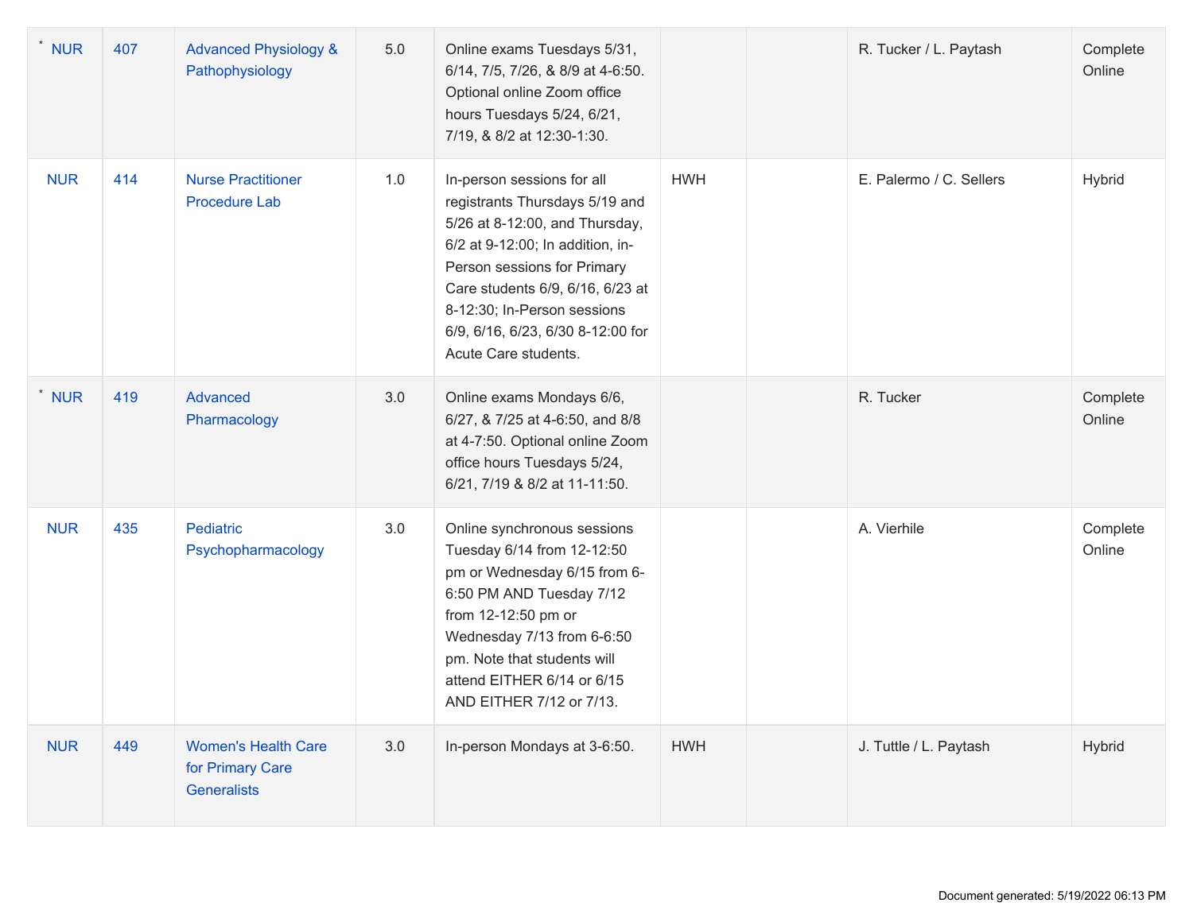| | | | | | | | | |
|---|---|---|---|---|---|---|---|---|
| * NUR | 407 | Advanced Physiology & Pathophysiology | 5.0 | Online exams Tuesdays 5/31, 6/14, 7/5, 7/26, & 8/9 at 4-6:50. Optional online Zoom office hours Tuesdays 5/24, 6/21, 7/19, & 8/2 at 12:30-1:30. | | | R. Tucker / L. Paytash | Complete Online |
| NUR | 414 | Nurse Practitioner Procedure Lab | 1.0 | In-person sessions for all registrants Thursdays 5/19 and 5/26 at 8-12:00, and Thursday, 6/2 at 9-12:00; In addition, in-Person sessions for Primary Care students 6/9, 6/16, 6/23 at 8-12:30; In-Person sessions 6/9, 6/16, 6/23, 6/30 8-12:00 for Acute Care students. | HWH | | E. Palermo / C. Sellers | Hybrid |
| * NUR | 419 | Advanced Pharmacology | 3.0 | Online exams Mondays 6/6, 6/27, & 7/25 at 4-6:50, and 8/8 at 4-7:50. Optional online Zoom office hours Tuesdays 5/24, 6/21, 7/19 & 8/2 at 11-11:50. | | | R. Tucker | Complete Online |
| NUR | 435 | Pediatric Psychopharmacology | 3.0 | Online synchronous sessions Tuesday 6/14 from 12-12:50 pm or Wednesday 6/15 from 6-6:50 PM AND Tuesday 7/12 from 12-12:50 pm or Wednesday 7/13 from 6-6:50 pm. Note that students will attend EITHER 6/14 or 6/15 AND EITHER 7/12 or 7/13. | | | A. Vierhile | Complete Online |
| NUR | 449 | Women's Health Care for Primary Care Generalists | 3.0 | In-person Mondays at 3-6:50. | HWH | | J. Tuttle / L. Paytash | Hybrid |

Document generated: 5/19/2022 06:13 PM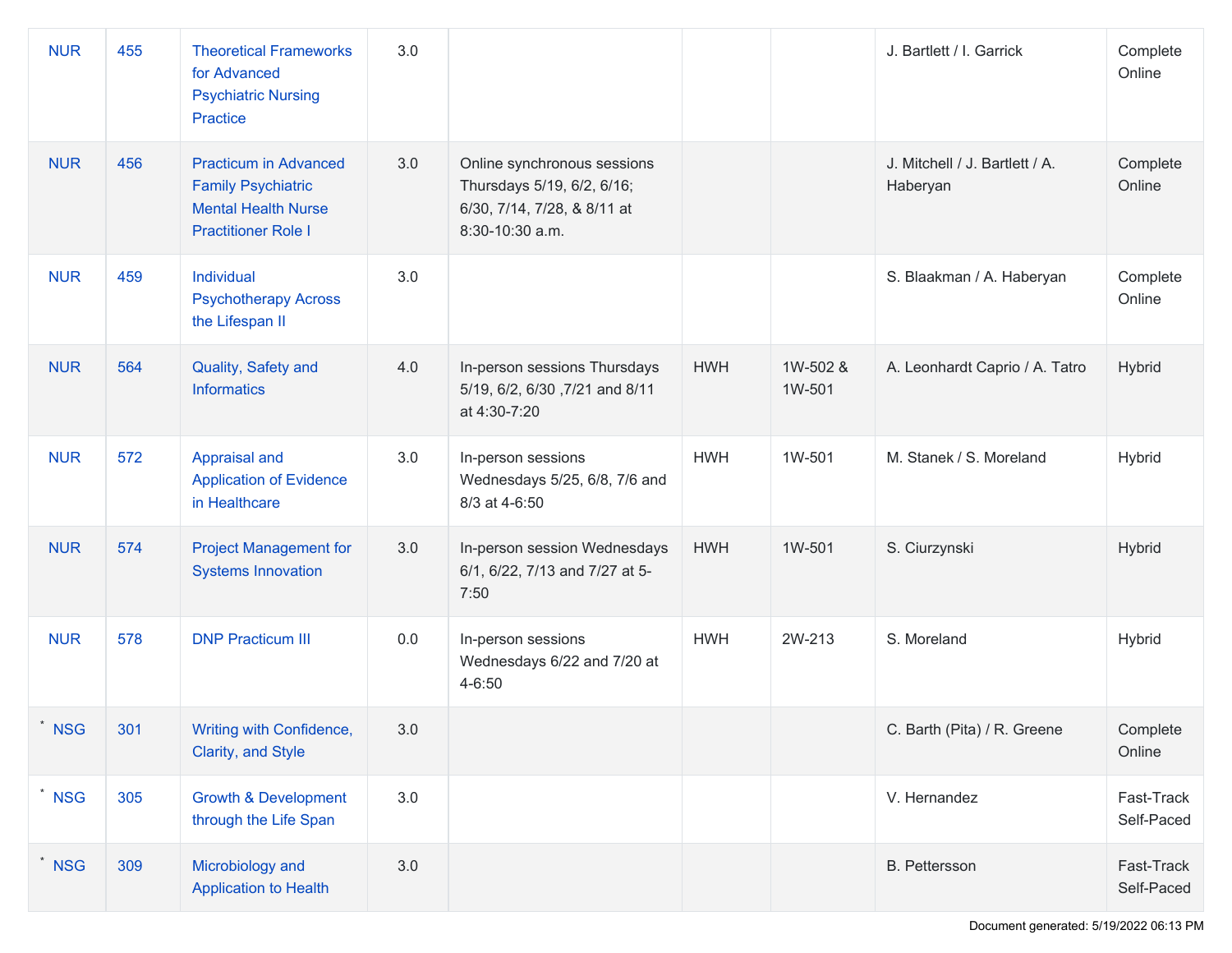| | | | | | | | | |
|---|---|---|---|---|---|---|---|---|
| NUR | 455 | Theoretical Frameworks for Advanced Psychiatric Nursing Practice | 3.0 | | | | J. Bartlett / I. Garrick | Complete Online |
| NUR | 456 | Practicum in Advanced Family Psychiatric Mental Health Nurse Practitioner Role I | 3.0 | Online synchronous sessions Thursdays 5/19, 6/2, 6/16; 6/30, 7/14, 7/28, & 8/11 at 8:30-10:30 a.m. | | | J. Mitchell / J. Bartlett / A. Haberyan | Complete Online |
| NUR | 459 | Individual Psychotherapy Across the Lifespan II | 3.0 | | | | S. Blaakman / A. Haberyan | Complete Online |
| NUR | 564 | Quality, Safety and Informatics | 4.0 | In-person sessions Thursdays 5/19, 6/2, 6/30 ,7/21 and 8/11 at 4:30-7:20 | HWH | 1W-502 & 1W-501 | A. Leonhardt Caprio / A. Tatro | Hybrid |
| NUR | 572 | Appraisal and Application of Evidence in Healthcare | 3.0 | In-person sessions Wednesdays 5/25, 6/8, 7/6 and 8/3 at 4-6:50 | HWH | 1W-501 | M. Stanek / S. Moreland | Hybrid |
| NUR | 574 | Project Management for Systems Innovation | 3.0 | In-person session Wednesdays 6/1, 6/22, 7/13 and 7/27 at 5-7:50 | HWH | 1W-501 | S. Ciurzynski | Hybrid |
| NUR | 578 | DNP Practicum III | 0.0 | In-person sessions Wednesdays 6/22 and 7/20 at 4-6:50 | HWH | 2W-213 | S. Moreland | Hybrid |
| * NSG | 301 | Writing with Confidence, Clarity, and Style | 3.0 | | | | C. Barth (Pita) / R. Greene | Complete Online |
| * NSG | 305 | Growth & Development through the Life Span | 3.0 | | | | V. Hernandez | Fast-Track Self-Paced |
| * NSG | 309 | Microbiology and Application to Health | 3.0 | | | | B. Pettersson | Fast-Track Self-Paced |

Document generated: 5/19/2022 06:13 PM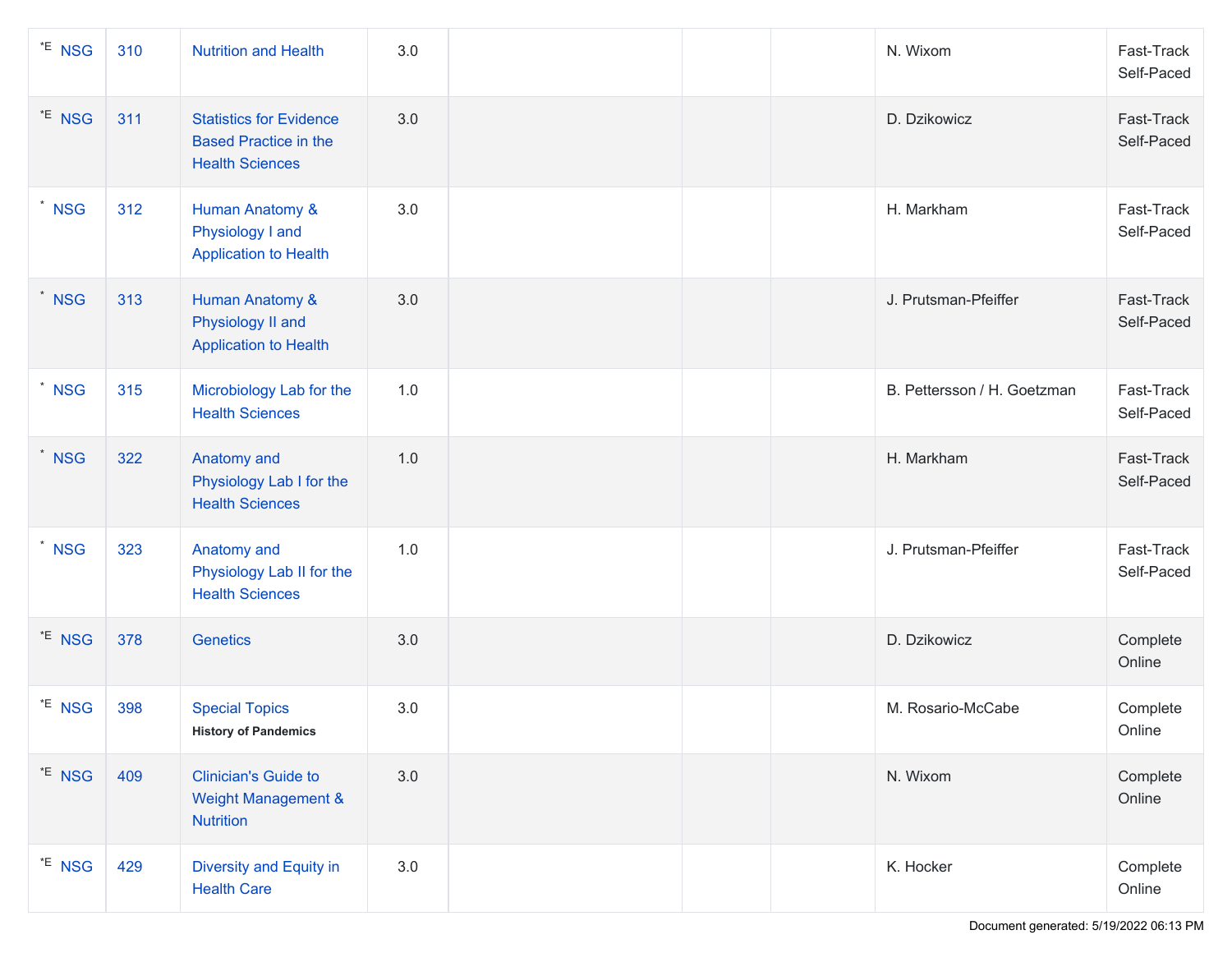| | | | | | | | | |
|---|---|---|---|---|---|---|---|---|
| *E NSG | 310 | Nutrition and Health | 3.0 | | | | N. Wixom | Fast-Track Self-Paced |
| *E NSG | 311 | Statistics for Evidence Based Practice in the Health Sciences | 3.0 | | | | D. Dzikowicz | Fast-Track Self-Paced |
| * NSG | 312 | Human Anatomy & Physiology I and Application to Health | 3.0 | | | | H. Markham | Fast-Track Self-Paced |
| * NSG | 313 | Human Anatomy & Physiology II and Application to Health | 3.0 | | | | J. Prutsman-Pfeiffer | Fast-Track Self-Paced |
| * NSG | 315 | Microbiology Lab for the Health Sciences | 1.0 | | | | B. Pettersson / H. Goetzman | Fast-Track Self-Paced |
| * NSG | 322 | Anatomy and Physiology Lab I for the Health Sciences | 1.0 | | | | H. Markham | Fast-Track Self-Paced |
| * NSG | 323 | Anatomy and Physiology Lab II for the Health Sciences | 1.0 | | | | J. Prutsman-Pfeiffer | Fast-Track Self-Paced |
| *E NSG | 378 | Genetics | 3.0 | | | | D. Dzikowicz | Complete Online |
| *E NSG | 398 | Special Topics **History of Pandemics** | 3.0 | | | | M. Rosario-McCabe | Complete Online |
| *E NSG | 409 | Clinician's Guide to Weight Management & Nutrition | 3.0 | | | | N. Wixom | Complete Online |
| *E NSG | 429 | Diversity and Equity in Health Care | 3.0 | | | | K. Hocker | Complete Online |

Document generated: 5/19/2022 06:13 PM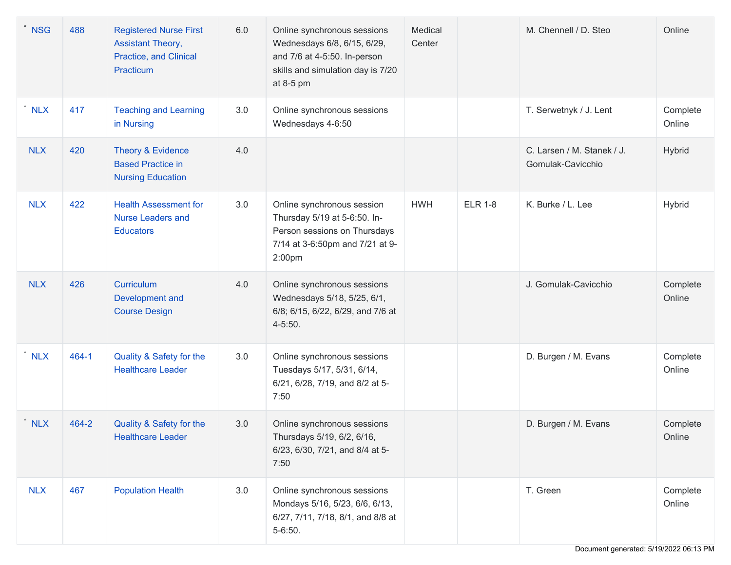| | | | | | | | | |
|---|---|---|---|---|---|---|---|---|
| * NSG | 488 | Registered Nurse First Assistant Theory, Practice, and Clinical Practicum | 6.0 | Online synchronous sessions Wednesdays 6/8, 6/15, 6/29, and 7/6 at 4-5:50. In-person skills and simulation day is 7/20 at 8-5 pm | Medical Center | | M. Chennell / D. Steo | Online |
| * NLX | 417 | Teaching and Learning in Nursing | 3.0 | Online synchronous sessions Wednesdays 4-6:50 | | | T. Serwetnyk / J. Lent | Complete Online |
| NLX | 420 | Theory & Evidence Based Practice in Nursing Education | 4.0 | | | | C. Larsen / M. Stanek / J. Gomulak-Cavicchio | Hybrid |
| NLX | 422 | Health Assessment for Nurse Leaders and Educators | 3.0 | Online synchronous session Thursday 5/19 at 5-6:50. In-Person sessions on Thursdays 7/14 at 3-6:50pm and 7/21 at 9-2:00pm | HWH | ELR 1-8 | K. Burke / L. Lee | Hybrid |
| NLX | 426 | Curriculum Development and Course Design | 4.0 | Online synchronous sessions Wednesdays 5/18, 5/25, 6/1, 6/8; 6/15, 6/22, 6/29, and 7/6 at 4-5:50. | | | J. Gomulak-Cavicchio | Complete Online |
| * NLX | 464-1 | Quality & Safety for the Healthcare Leader | 3.0 | Online synchronous sessions Tuesdays 5/17, 5/31, 6/14, 6/21, 6/28, 7/19, and 8/2 at 5-7:50 | | | D. Burgen / M. Evans | Complete Online |
| * NLX | 464-2 | Quality & Safety for the Healthcare Leader | 3.0 | Online synchronous sessions Thursdays 5/19, 6/2, 6/16, 6/23, 6/30, 7/21, and 8/4 at 5-7:50 | | | D. Burgen / M. Evans | Complete Online |
| NLX | 467 | Population Health | 3.0 | Online synchronous sessions Mondays 5/16, 5/23, 6/6, 6/13, 6/27, 7/11, 7/18, 8/1, and 8/8 at 5-6:50. | | | T. Green | Complete Online |

Document generated: 5/19/2022 06:13 PM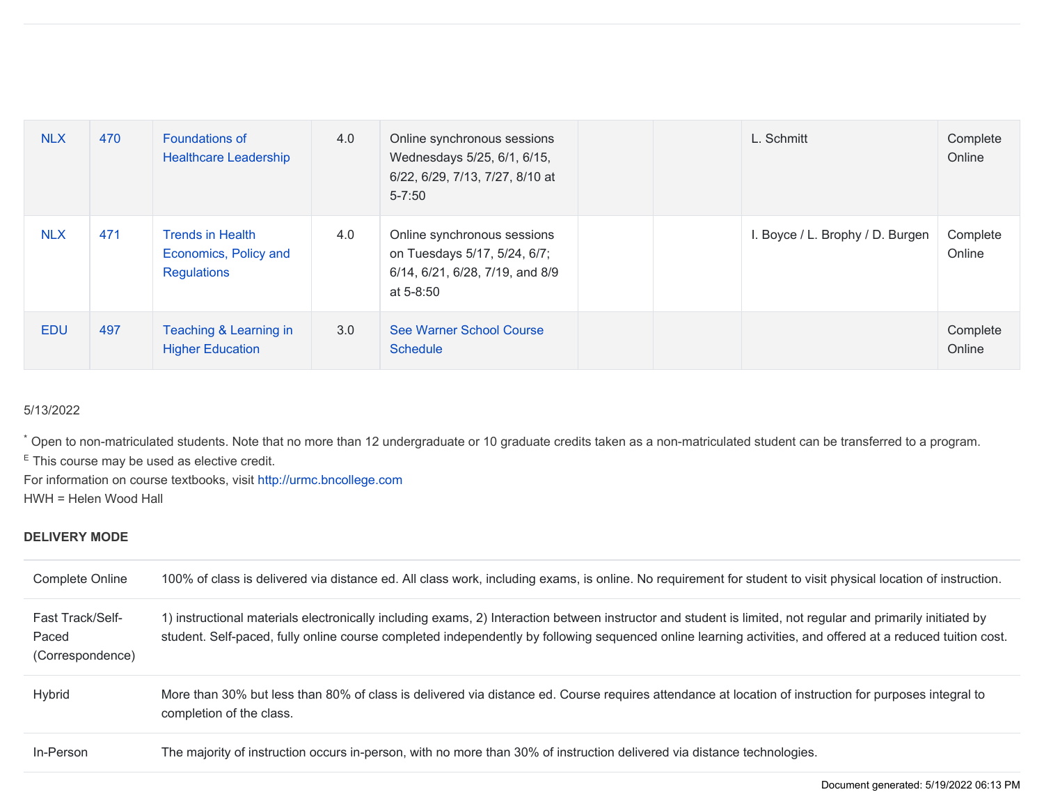| NLX | 470 | Foundations of Healthcare Leadership | 4.0 | Online synchronous sessions Wednesdays 5/25, 6/1, 6/15, 6/22, 6/29, 7/13, 7/27, 8/10 at 5-7:50 | | | L. Schmitt | Complete Online |
|---|---|---|---|---|---|---|---|---|
| NLX | 471 | Trends in Health Economics, Policy and Regulations | 4.0 | Online synchronous sessions on Tuesdays 5/17, 5/24, 6/7; 6/14, 6/21, 6/28, 7/19, and 8/9 at 5-8:50 | | | I. Boyce / L. Brophy / D. Burgen | Complete Online |
| EDU | 497 | Teaching & Learning in Higher Education | 3.0 | See Warner School Course Schedule | | | | Complete Online |

5/13/2022

* Open to non-matriculated students. Note that no more than 12 undergraduate or 10 graduate credits taken as a non-matriculated student can be transferred to a program.
E This course may be used as elective credit.
For information on course textbooks, visit http://urmc.bncollege.com
HWH = Helen Wood Hall

**DELIVERY MODE**

| | |
|---|---|
| Complete Online | 100% of class is delivered via distance ed. All class work, including exams, is online. No requirement for student to visit physical location of instruction. |
| Fast Track/Self-Paced (Correspondence) | 1) instructional materials electronically including exams, 2) Interaction between instructor and student is limited, not regular and primarily initiated by student. Self-paced, fully online course completed independently by following sequenced online learning activities, and offered at a reduced tuition cost. |
| Hybrid | More than 30% but less than 80% of class is delivered via distance ed. Course requires attendance at location of instruction for purposes integral to completion of the class. |
| In-Person | The majority of instruction occurs in-person, with no more than 30% of instruction delivered via distance technologies. |

Document generated: 5/19/2022 06:13 PM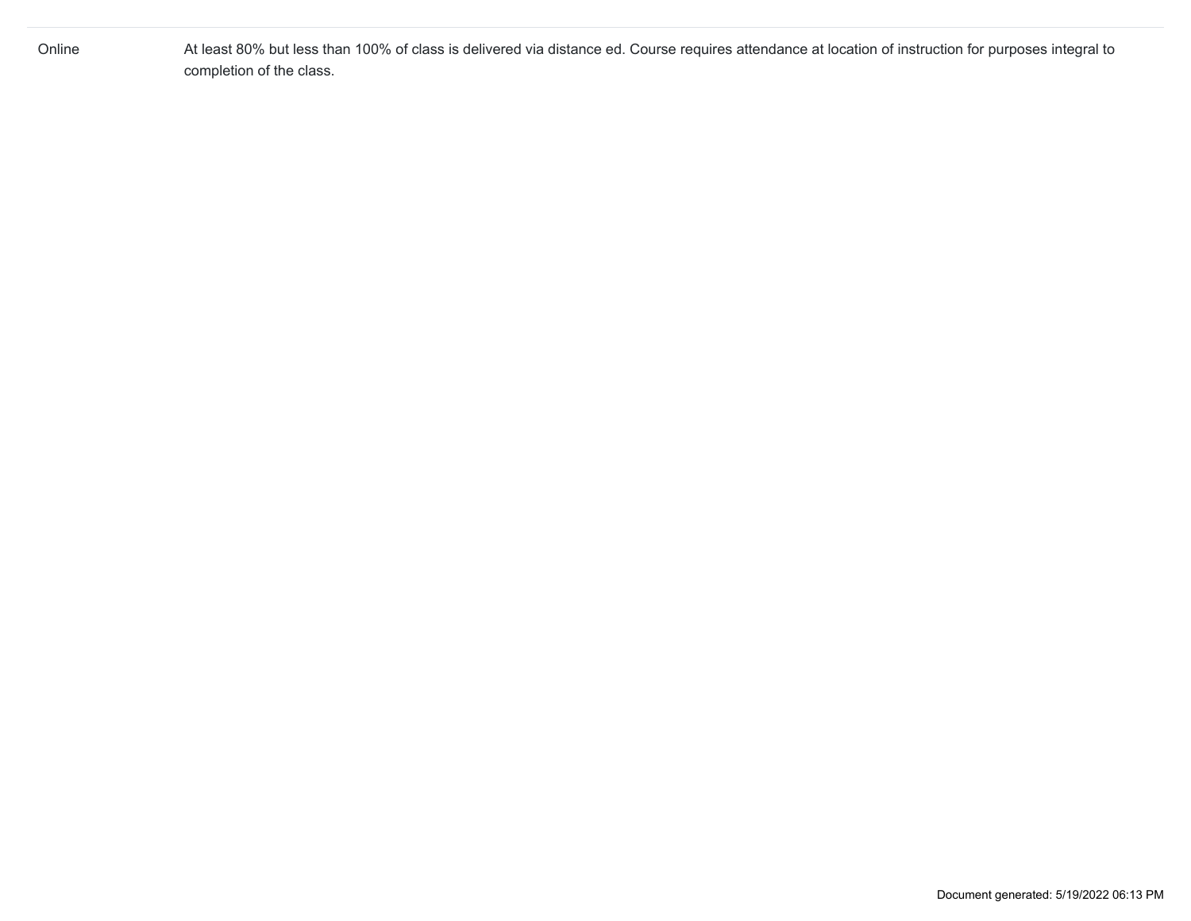| | |
|---|---|
| Online | At least 80% but less than 100% of class is delivered via distance ed. Course requires attendance at location of instruction for purposes integral to completion of the class. |

Document generated: 5/19/2022 06:13 PM